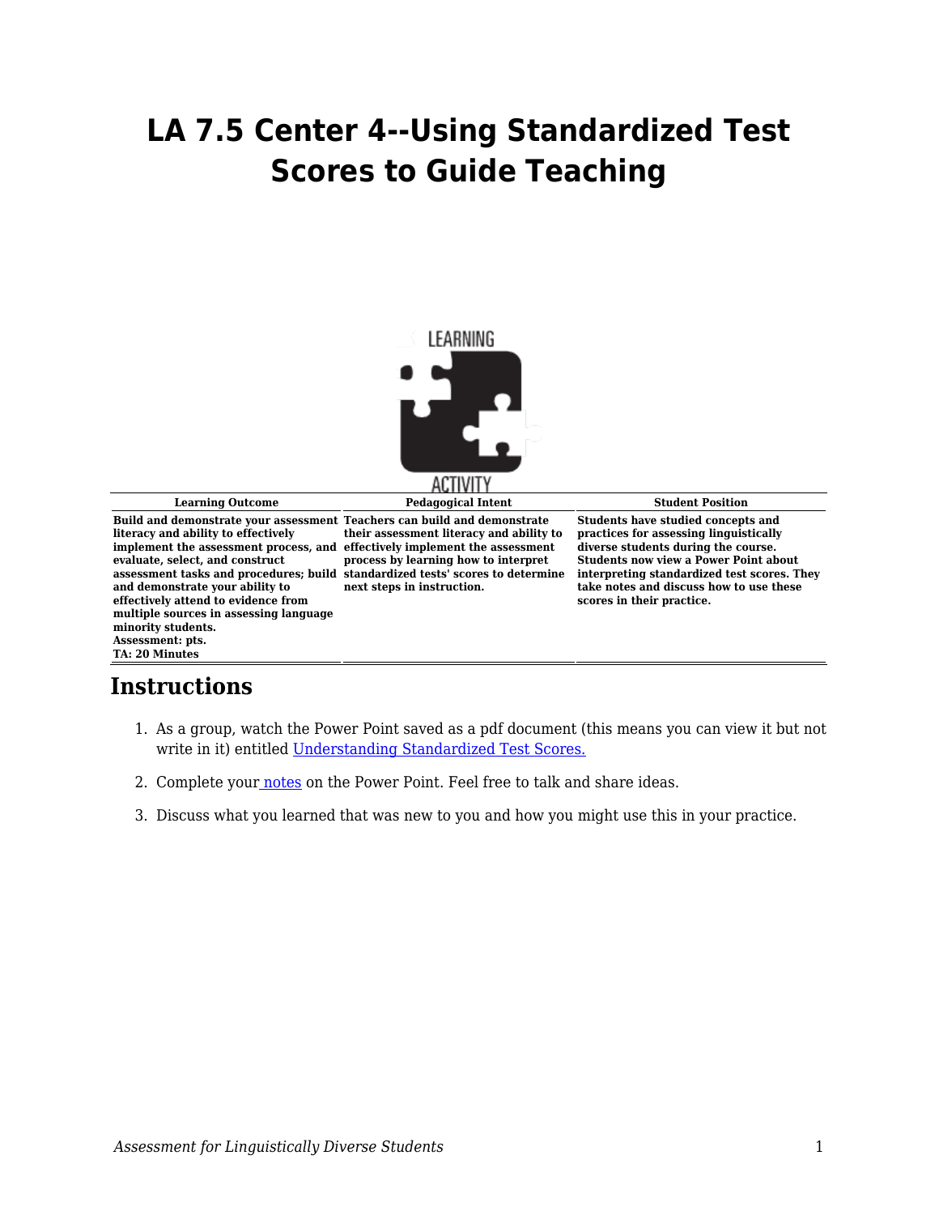# LA 7.5 Center 4--Using Standardized Test Scores to Guide Teaching

| Learning Outcome | Pedagogical Intent | Student Position |
| --- | --- | --- |
| **Build and demonstrate your assessment literacy and ability to effectively implement the assessment process, and evaluate, select, and construct assessment tasks and procedures; build and demonstrate your ability to effectively attend to evidence from multiple sources in assessing language minority students.** **Assessment: pts.** **TA: 20 Minutes** | **Teachers can build and demonstrate their assessment literacy and ability to effectively implement the assessment process by learning how to interpret standardized tests' scores to determine next steps in instruction.** | **Students have studied concepts and practices for assessing linguistically diverse students during the course. Students now view a Power Point about interpreting standardized test scores. They take notes and discuss how to use these scores in their practice.** |

## Instructions

1. As a group, watch the Power Point saved as a pdf document (this means you can view it but not write in it) entitled Understanding Standardized Test Scores.
2. Complete your notes on the Power Point. Feel free to talk and share ideas.
3. Discuss what you learned that was new to you and how you might use this in your practice.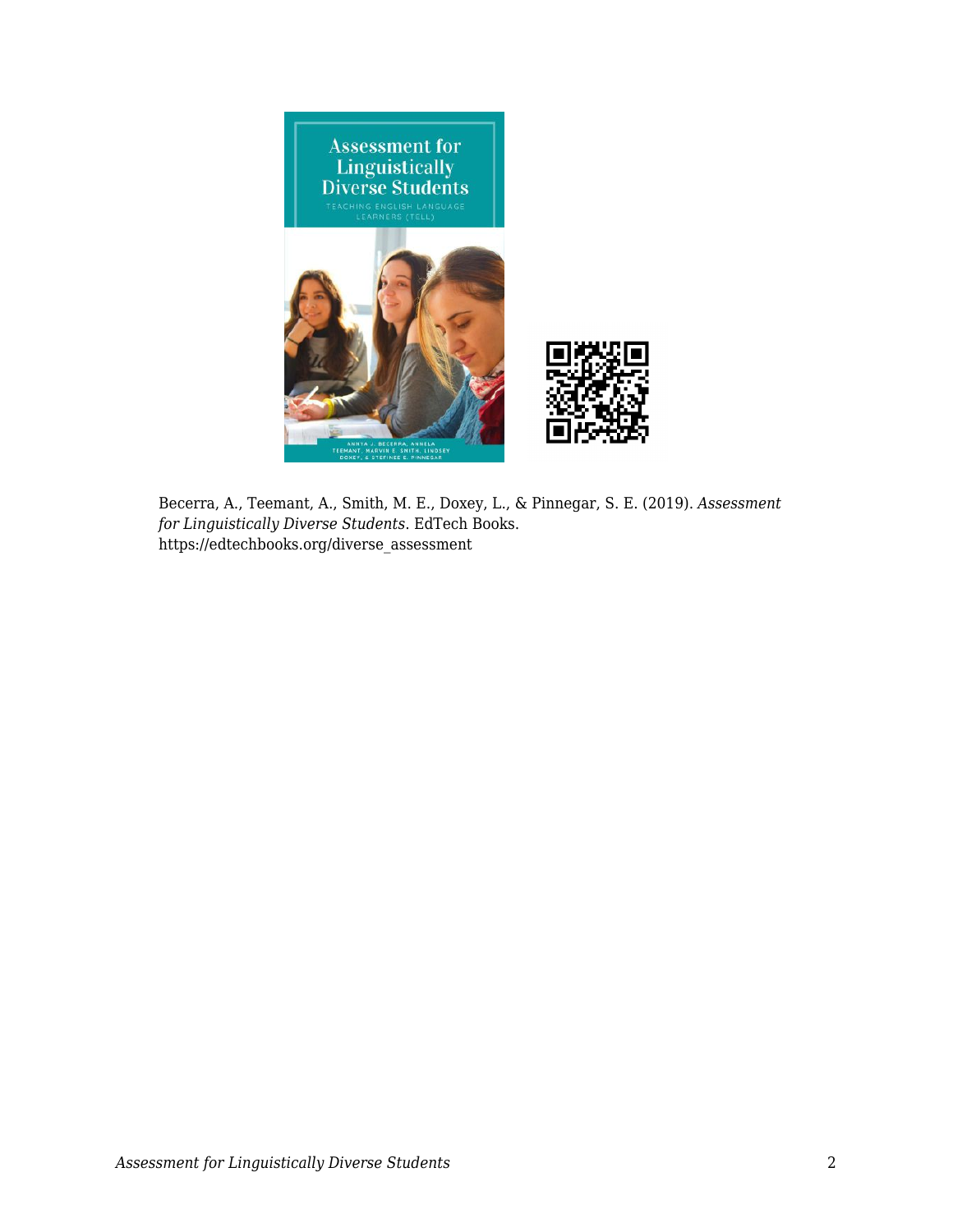Becerra, A., Teemant, A., Smith, M. E., Doxey, L., & Pinnegar, S. E. (2019). *Assessment for Linguistically Diverse Students*. EdTech Books. https://edtechbooks.org/diverse_assessment